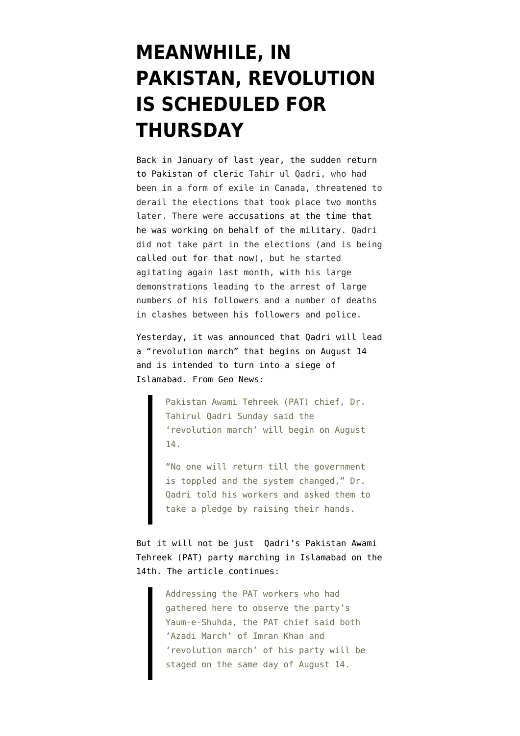# MEANWHILE, IN PAKISTAN, REVOLUTION IS SCHEDULED FOR THURSDAY

Back in January of last year, the sudden return to Pakistan of cleric Tahir ul Qadri, who had been in a form of exile in Canada, threatened to derail the elections that took place two months later. There were accusations at the time that he was working on behalf of the military. Qadri did not take part in the elections (and is being called out for that now), but he started agitating again last month, with his large demonstrations leading to the arrest of large numbers of his followers and a number of deaths in clashes between his followers and police.

Yesterday, it was announced that Qadri will lead a "revolution march" that begins on August 14 and is intended to turn into a siege of Islamabad. From Geo News:

> Pakistan Awami Tehreek (PAT) chief, Dr. Tahirul Qadri Sunday said the 'revolution march' will begin on August 14.
>
> "No one will return till the government is toppled and the system changed," Dr. Qadri told his workers and asked them to take a pledge by raising their hands.

But it will not be just Qadri's Pakistan Awami Tehreek (PAT) party marching in Islamabad on the 14th. The article continues:

> Addressing the PAT workers who had gathered here to observe the party's Yaum-e-Shuhda, the PAT chief said both 'Azadi March' of Imran Khan and 'revolution march' of his party will be staged on the same day of August 14.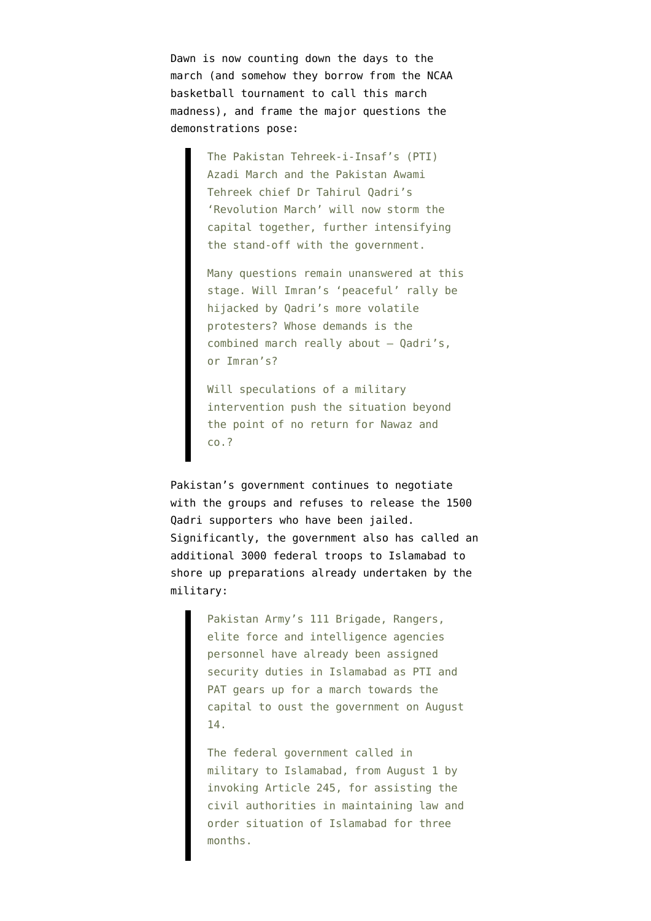Dawn is now counting down the days to the march (and somehow they borrow from the NCAA basketball tournament to call this march madness), and frame the major questions the demonstrations pose:

> The Pakistan Tehreek-i-Insaf's (PTI) Azadi March and the Pakistan Awami Tehreek chief Dr Tahirul Qadri's 'Revolution March' will now storm the capital together, further intensifying the stand-off with the government.
>
> Many questions remain unanswered at this stage. Will Imran's 'peaceful' rally be hijacked by Qadri's more volatile protesters? Whose demands is the combined march really about – Qadri's, or Imran's?
>
> Will speculations of a military intervention push the situation beyond the point of no return for Nawaz and co.?

Pakistan's government continues to negotiate with the groups and refuses to release the 1500 Qadri supporters who have been jailed. Significantly, the government also has called an additional 3000 federal troops to Islamabad to shore up preparations already undertaken by the military:

> Pakistan Army's 111 Brigade, Rangers, elite force and intelligence agencies personnel have already been assigned security duties in Islamabad as PTI and PAT gears up for a march towards the capital to oust the government on August 14.
>
> The federal government called in military to Islamabad, from August 1 by invoking Article 245, for assisting the civil authorities in maintaining law and order situation of Islamabad for three months.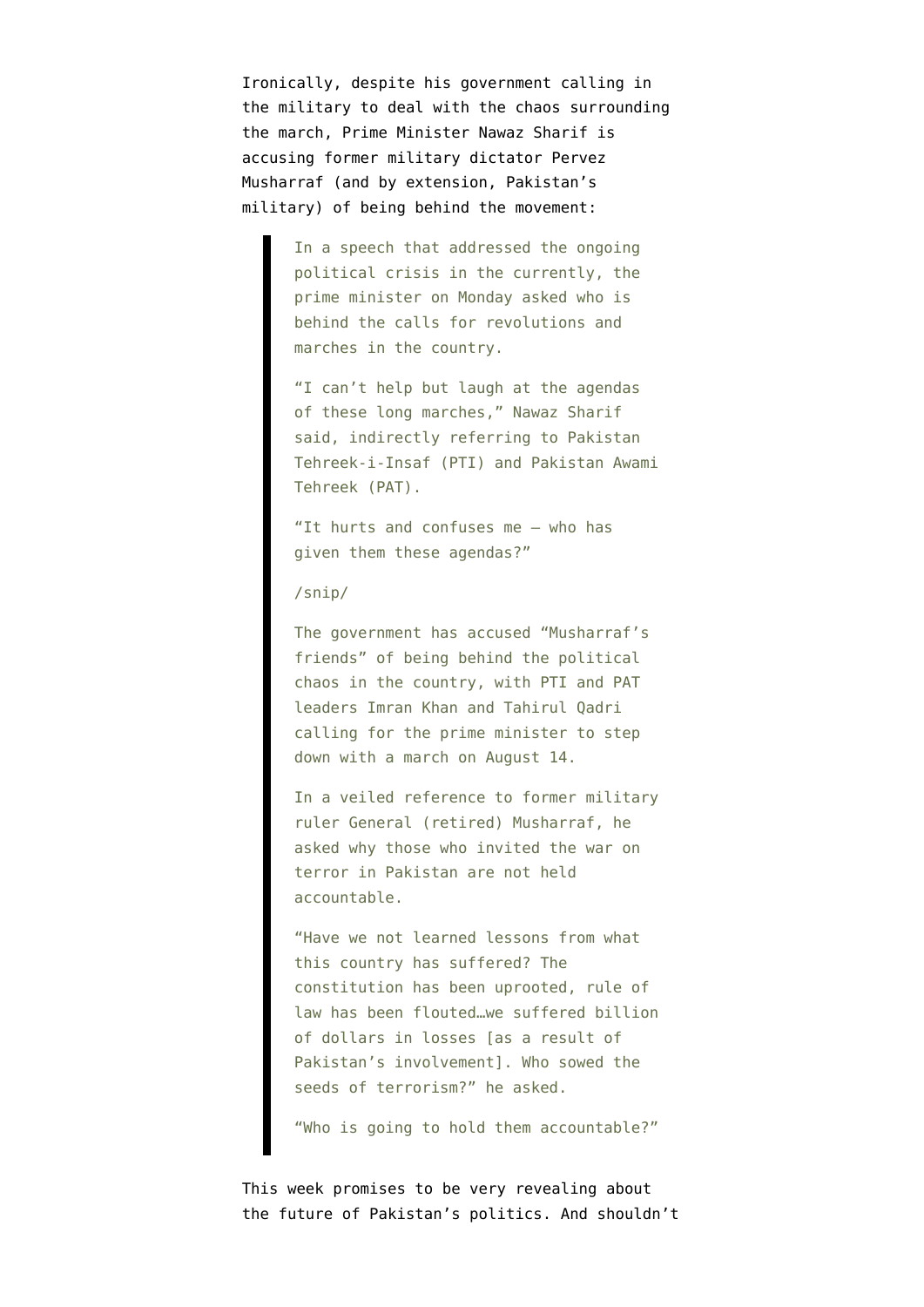Ironically, despite his government calling in the military to deal with the chaos surrounding the march, Prime Minister Nawaz Sharif is accusing former military dictator Pervez Musharraf (and by extension, Pakistan's military) of being behind the movement:

> In a speech that addressed the ongoing political crisis in the currently, the prime minister on Monday asked who is behind the calls for revolutions and marches in the country.
>
> "I can't help but laugh at the agendas of these long marches," Nawaz Sharif said, indirectly referring to Pakistan Tehreek-i-Insaf (PTI) and Pakistan Awami Tehreek (PAT).
>
> "It hurts and confuses me – who has given them these agendas?"
>
> /snip/
>
> The government has accused "Musharraf's friends" of being behind the political chaos in the country, with PTI and PAT leaders Imran Khan and Tahirul Qadri calling for the prime minister to step down with a march on August 14.
>
> In a veiled reference to former military ruler General (retired) Musharraf, he asked why those who invited the war on terror in Pakistan are not held accountable.
>
> "Have we not learned lessons from what this country has suffered? The constitution has been uprooted, rule of law has been flouted…we suffered billion of dollars in losses [as a result of Pakistan's involvement]. Who sowed the seeds of terrorism?" he asked.
>
> "Who is going to hold them accountable?"

This week promises to be very revealing about the future of Pakistan's politics. And shouldn't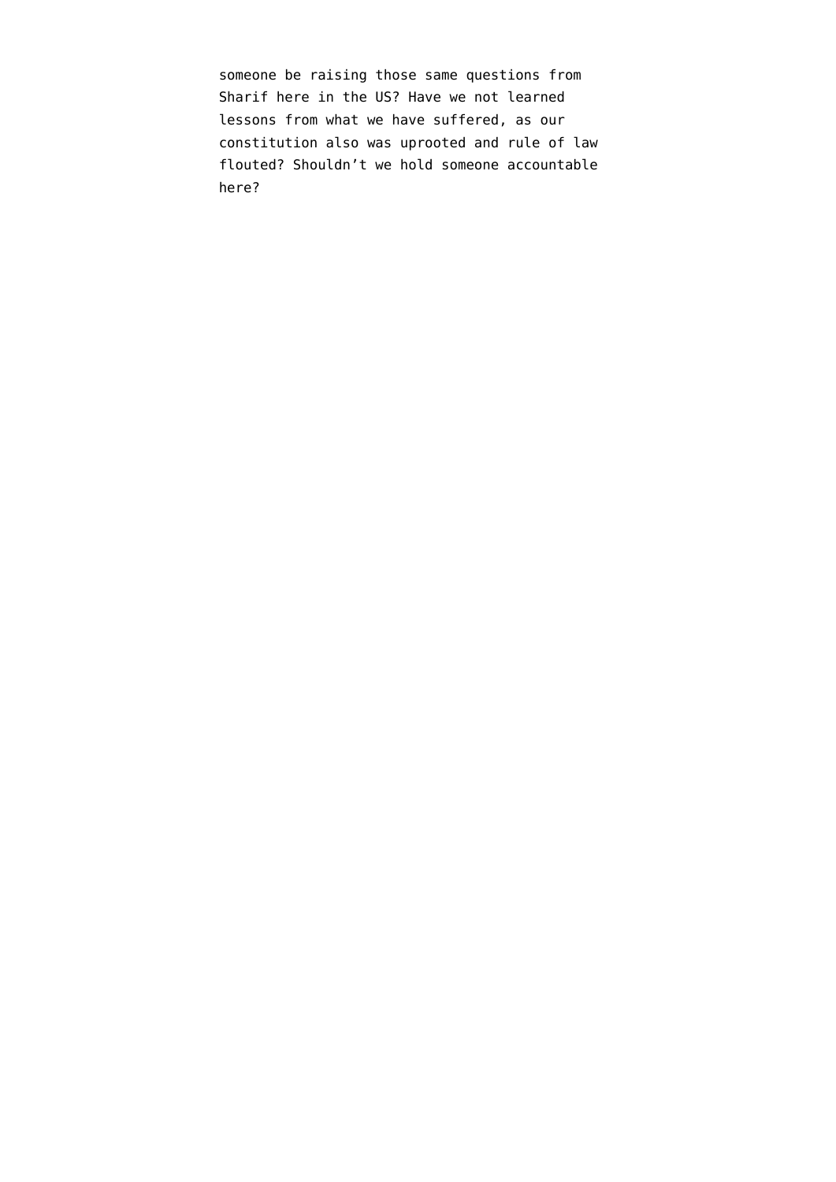someone be raising those same questions from Sharif here in the US? Have we not learned lessons from what we have suffered, as our constitution also was uprooted and rule of law flouted? Shouldn’t we hold someone accountable here?